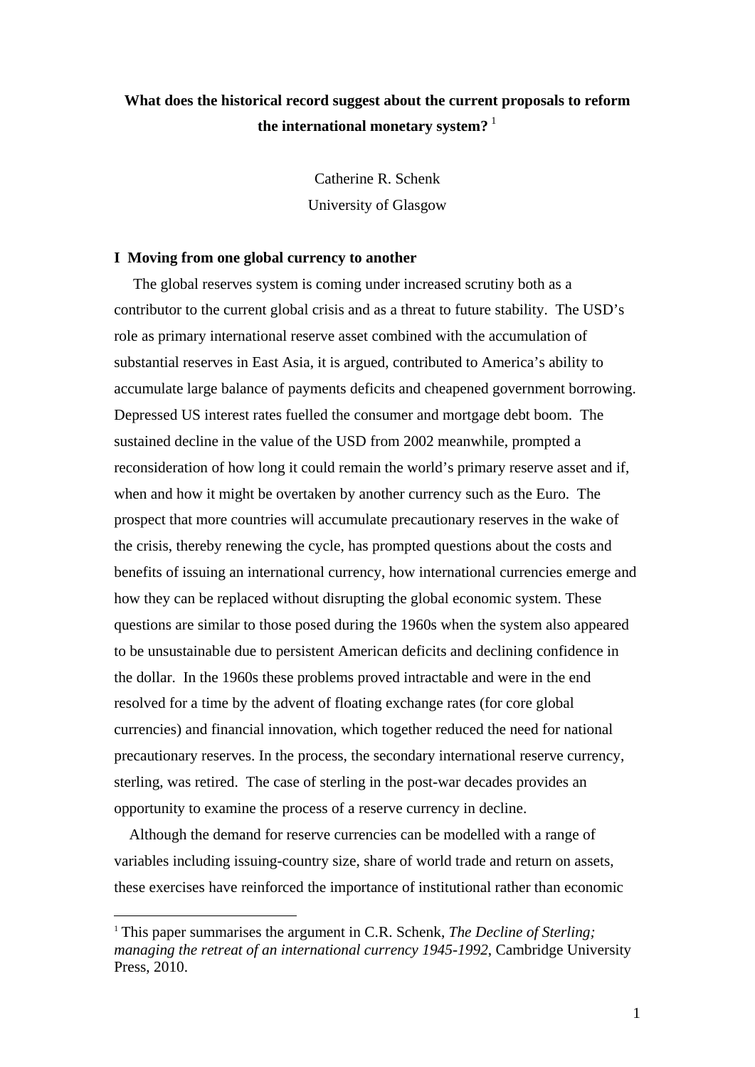# What does the historical record suggest about the current proposals to reform the international monetary system? [1]

Catherine R. Schenk  
University of Glasgow

## I Moving from one global currency to another

The global reserves system is coming under increased scrutiny both as a contributor to the current global crisis and as a threat to future stability. The USD's role as primary international reserve asset combined with the accumulation of substantial reserves in East Asia, it is argued, contributed to America's ability to accumulate large balance of payments deficits and cheapened government borrowing. Depressed US interest rates fuelled the consumer and mortgage debt boom. The sustained decline in the value of the USD from 2002 meanwhile, prompted a reconsideration of how long it could remain the world's primary reserve asset and if, when and how it might be overtaken by another currency such as the Euro. The prospect that more countries will accumulate precautionary reserves in the wake of the crisis, thereby renewing the cycle, has prompted questions about the costs and benefits of issuing an international currency, how international currencies emerge and how they can be replaced without disrupting the global economic system. These questions are similar to those posed during the 1960s when the system also appeared to be unsustainable due to persistent American deficits and declining confidence in the dollar. In the 1960s these problems proved intractable and were in the end resolved for a time by the advent of floating exchange rates (for core global currencies) and financial innovation, which together reduced the need for national precautionary reserves. In the process, the secondary international reserve currency, sterling, was retired. The case of sterling in the post-war decades provides an opportunity to examine the process of a reserve currency in decline.

Although the demand for reserve currencies can be modelled with a range of variables including issuing-country size, share of world trade and return on assets, these exercises have reinforced the importance of institutional rather than economic

---

[1] This paper summarises the argument in C.R. Schenk, *The Decline of Sterling; managing the retreat of an international currency 1945-1992*, Cambridge University Press, 2010.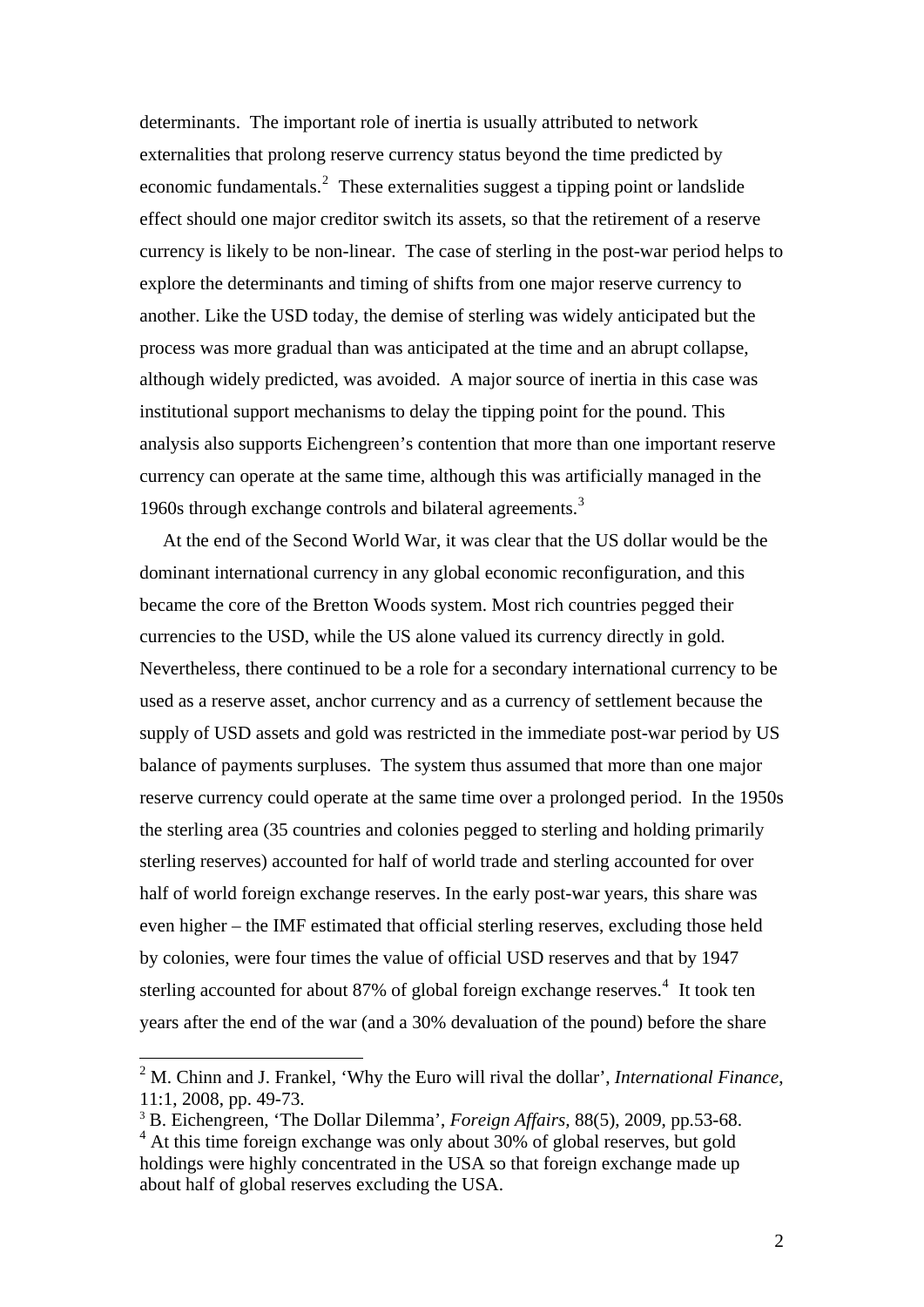determinants. The important role of inertia is usually attributed to network externalities that prolong reserve currency status beyond the time predicted by economic fundamentals.[2] These externalities suggest a tipping point or landslide effect should one major creditor switch its assets, so that the retirement of a reserve currency is likely to be non-linear. The case of sterling in the post-war period helps to explore the determinants and timing of shifts from one major reserve currency to another. Like the USD today, the demise of sterling was widely anticipated but the process was more gradual than was anticipated at the time and an abrupt collapse, although widely predicted, was avoided. A major source of inertia in this case was institutional support mechanisms to delay the tipping point for the pound. This analysis also supports Eichengreen's contention that more than one important reserve currency can operate at the same time, although this was artificially managed in the 1960s through exchange controls and bilateral agreements.[3]

At the end of the Second World War, it was clear that the US dollar would be the dominant international currency in any global economic reconfiguration, and this became the core of the Bretton Woods system. Most rich countries pegged their currencies to the USD, while the US alone valued its currency directly in gold. Nevertheless, there continued to be a role for a secondary international currency to be used as a reserve asset, anchor currency and as a currency of settlement because the supply of USD assets and gold was restricted in the immediate post-war period by US balance of payments surpluses. The system thus assumed that more than one major reserve currency could operate at the same time over a prolonged period. In the 1950s the sterling area (35 countries and colonies pegged to sterling and holding primarily sterling reserves) accounted for half of world trade and sterling accounted for over half of world foreign exchange reserves. In the early post-war years, this share was even higher – the IMF estimated that official sterling reserves, excluding those held by colonies, were four times the value of official USD reserves and that by 1947 sterling accounted for about 87% of global foreign exchange reserves.[4] It took ten years after the end of the war (and a 30% devaluation of the pound) before the share

---

[2] M. Chinn and J. Frankel, 'Why the Euro will rival the dollar', *International Finance*, 11:1, 2008, pp. 49-73.

[3] B. Eichengreen, 'The Dollar Dilemma', *Foreign Affairs,* 88(5), 2009, pp.53-68.

[4] At this time foreign exchange was only about 30% of global reserves, but gold holdings were highly concentrated in the USA so that foreign exchange made up about half of global reserves excluding the USA.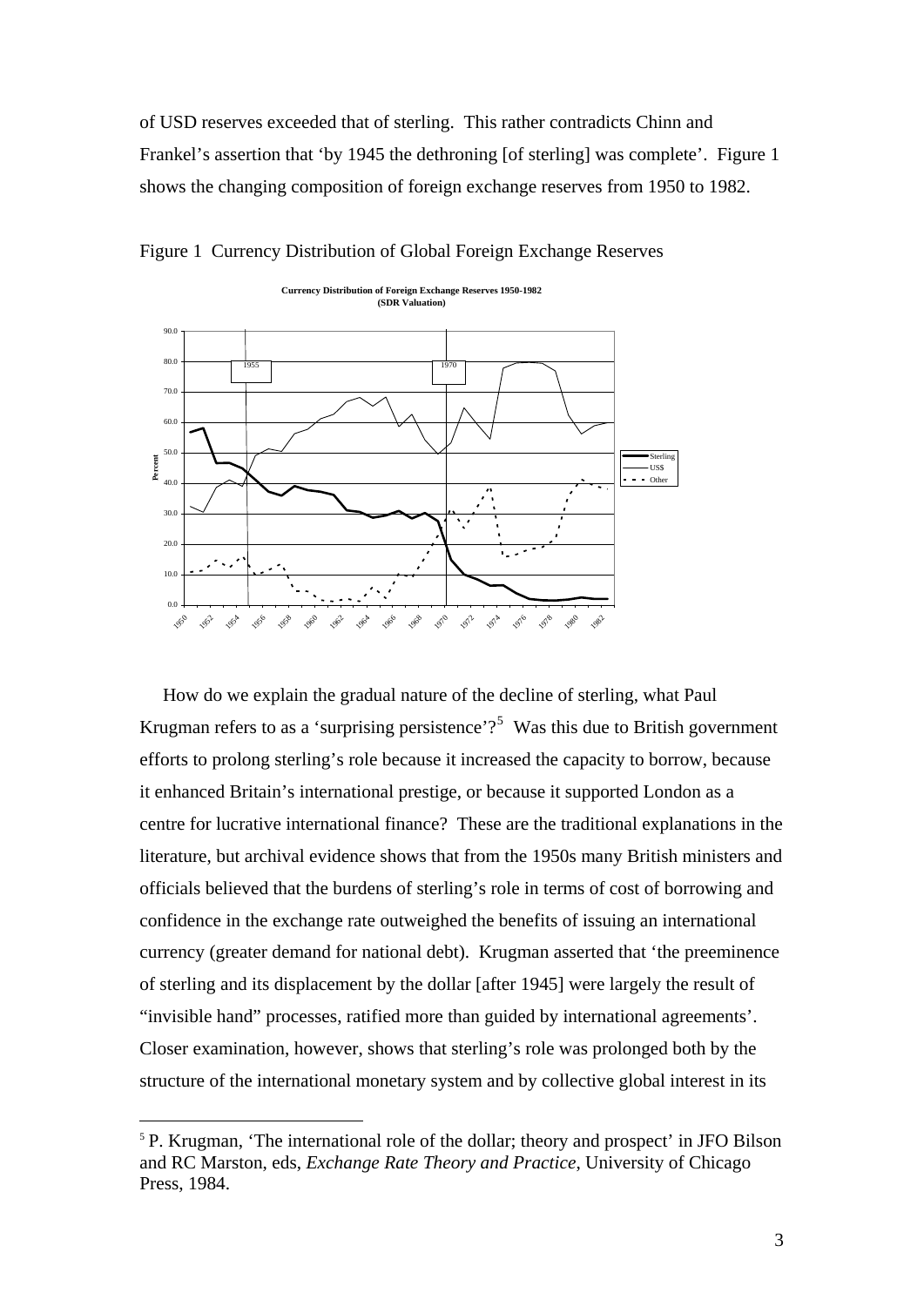of USD reserves exceeded that of sterling. This rather contradicts Chinn and Frankel's assertion that 'by 1945 the dethroning [of sterling] was complete'. Figure 1 shows the changing composition of foreign exchange reserves from 1950 to 1982.

Figure 1 Currency Distribution of Global Foreign Exchange Reserves

How do we explain the gradual nature of the decline of sterling, what Paul Krugman refers to as a 'surprising persistence'?[5] Was this due to British government efforts to prolong sterling's role because it increased the capacity to borrow, because it enhanced Britain's international prestige, or because it supported London as a centre for lucrative international finance? These are the traditional explanations in the literature, but archival evidence shows that from the 1950s many British ministers and officials believed that the burdens of sterling's role in terms of cost of borrowing and confidence in the exchange rate outweighed the benefits of issuing an international currency (greater demand for national debt). Krugman asserted that 'the preeminence of sterling and its displacement by the dollar [after 1945] were largely the result of "invisible hand" processes, ratified more than guided by international agreements'. Closer examination, however, shows that sterling's role was prolonged both by the structure of the international monetary system and by collective global interest in its

[5] P. Krugman, 'The international role of the dollar; theory and prospect' in JFO Bilson and RC Marston, eds, *Exchange Rate Theory and Practice*, University of Chicago Press, 1984.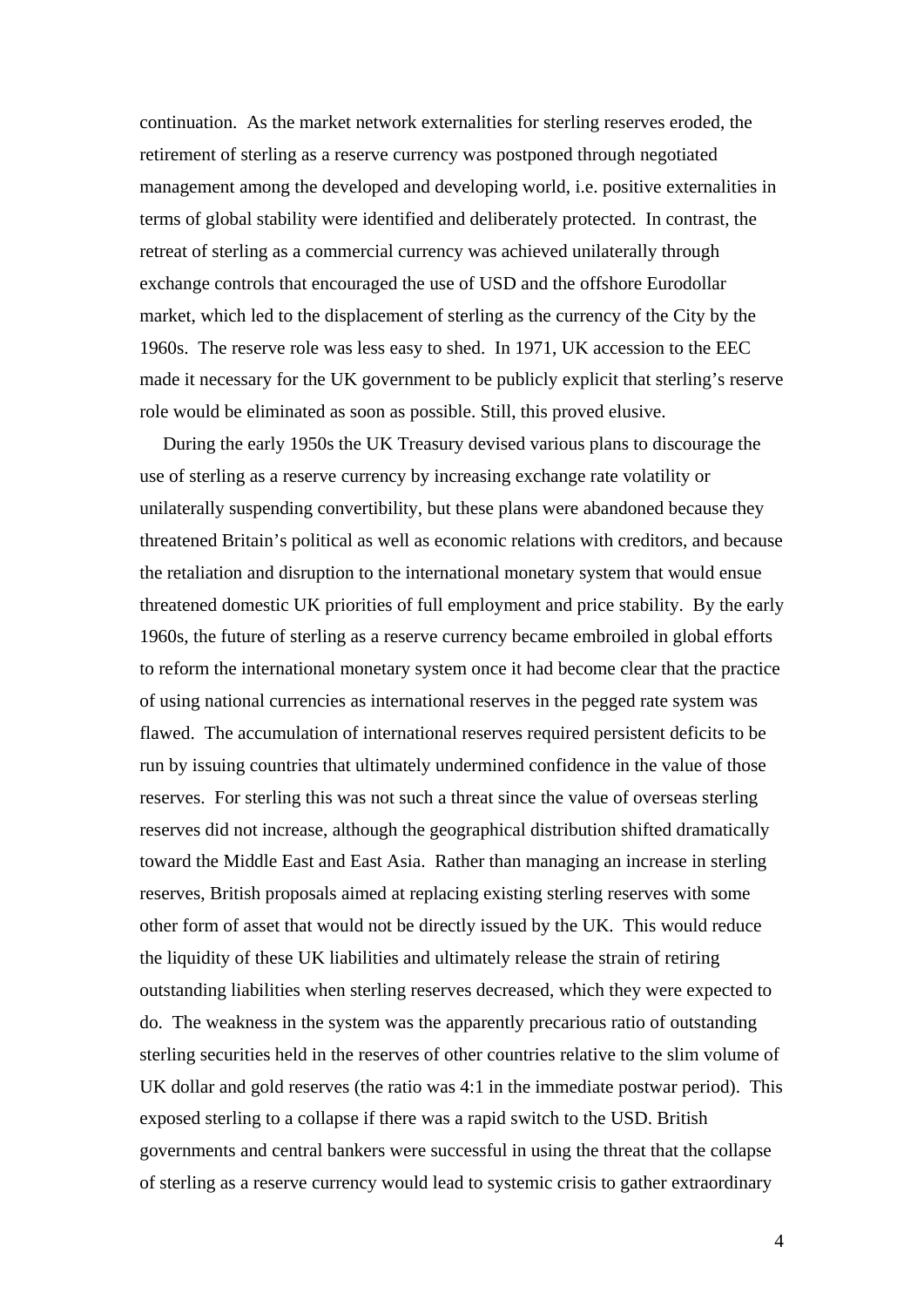continuation. As the market network externalities for sterling reserves eroded, the retirement of sterling as a reserve currency was postponed through negotiated management among the developed and developing world, i.e. positive externalities in terms of global stability were identified and deliberately protected. In contrast, the retreat of sterling as a commercial currency was achieved unilaterally through exchange controls that encouraged the use of USD and the offshore Eurodollar market, which led to the displacement of sterling as the currency of the City by the 1960s. The reserve role was less easy to shed. In 1971, UK accession to the EEC made it necessary for the UK government to be publicly explicit that sterling's reserve role would be eliminated as soon as possible. Still, this proved elusive.

During the early 1950s the UK Treasury devised various plans to discourage the use of sterling as a reserve currency by increasing exchange rate volatility or unilaterally suspending convertibility, but these plans were abandoned because they threatened Britain's political as well as economic relations with creditors, and because the retaliation and disruption to the international monetary system that would ensue threatened domestic UK priorities of full employment and price stability. By the early 1960s, the future of sterling as a reserve currency became embroiled in global efforts to reform the international monetary system once it had become clear that the practice of using national currencies as international reserves in the pegged rate system was flawed. The accumulation of international reserves required persistent deficits to be run by issuing countries that ultimately undermined confidence in the value of those reserves. For sterling this was not such a threat since the value of overseas sterling reserves did not increase, although the geographical distribution shifted dramatically toward the Middle East and East Asia. Rather than managing an increase in sterling reserves, British proposals aimed at replacing existing sterling reserves with some other form of asset that would not be directly issued by the UK. This would reduce the liquidity of these UK liabilities and ultimately release the strain of retiring outstanding liabilities when sterling reserves decreased, which they were expected to do. The weakness in the system was the apparently precarious ratio of outstanding sterling securities held in the reserves of other countries relative to the slim volume of UK dollar and gold reserves (the ratio was 4:1 in the immediate postwar period). This exposed sterling to a collapse if there was a rapid switch to the USD. British governments and central bankers were successful in using the threat that the collapse of sterling as a reserve currency would lead to systemic crisis to gather extraordinary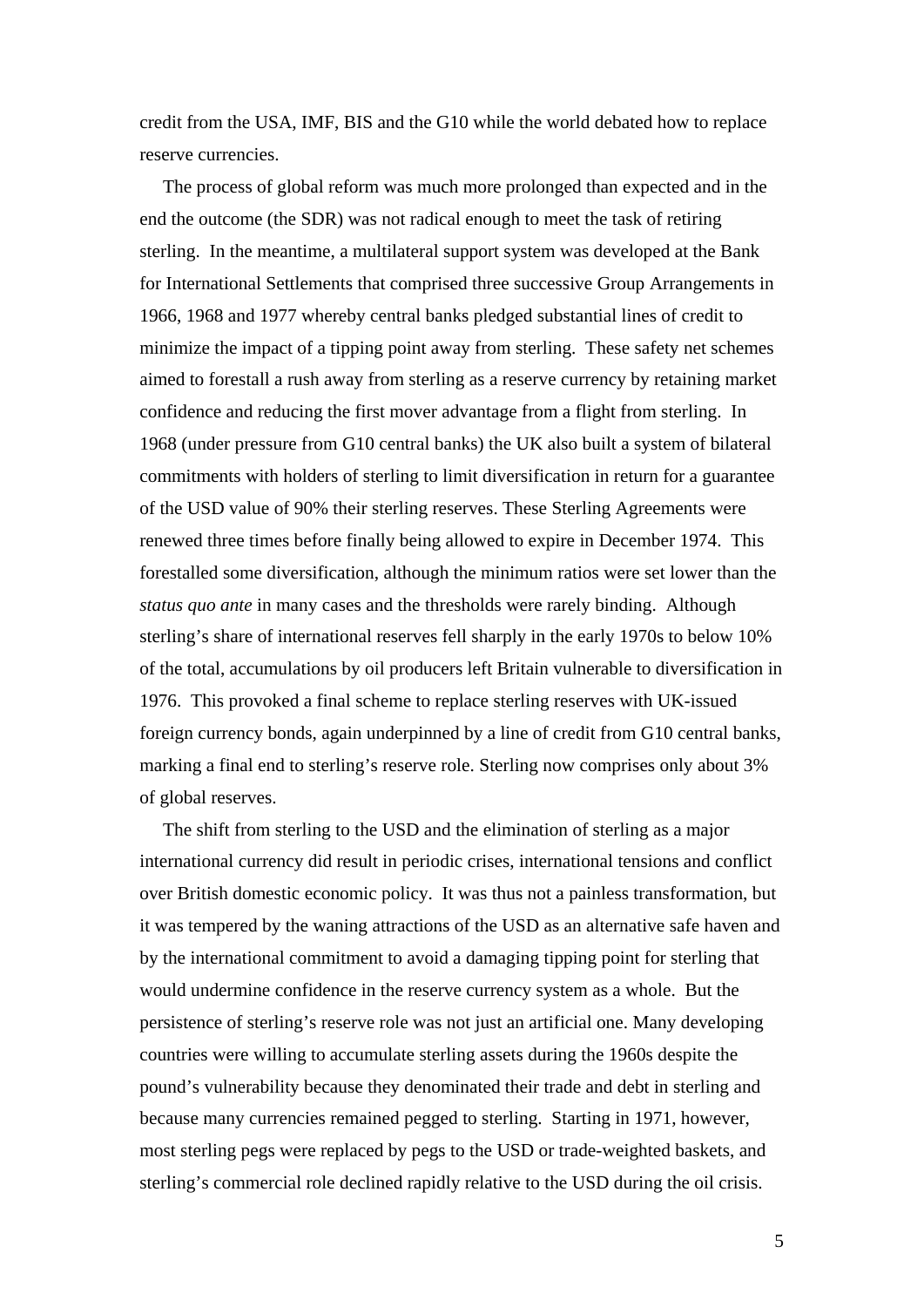credit from the USA, IMF, BIS and the G10 while the world debated how to replace reserve currencies.

The process of global reform was much more prolonged than expected and in the end the outcome (the SDR) was not radical enough to meet the task of retiring sterling. In the meantime, a multilateral support system was developed at the Bank for International Settlements that comprised three successive Group Arrangements in 1966, 1968 and 1977 whereby central banks pledged substantial lines of credit to minimize the impact of a tipping point away from sterling. These safety net schemes aimed to forestall a rush away from sterling as a reserve currency by retaining market confidence and reducing the first mover advantage from a flight from sterling. In 1968 (under pressure from G10 central banks) the UK also built a system of bilateral commitments with holders of sterling to limit diversification in return for a guarantee of the USD value of 90% their sterling reserves. These Sterling Agreements were renewed three times before finally being allowed to expire in December 1974. This forestalled some diversification, although the minimum ratios were set lower than the *status quo ante* in many cases and the thresholds were rarely binding. Although sterling's share of international reserves fell sharply in the early 1970s to below 10% of the total, accumulations by oil producers left Britain vulnerable to diversification in 1976. This provoked a final scheme to replace sterling reserves with UK-issued foreign currency bonds, again underpinned by a line of credit from G10 central banks, marking a final end to sterling's reserve role. Sterling now comprises only about 3% of global reserves.

The shift from sterling to the USD and the elimination of sterling as a major international currency did result in periodic crises, international tensions and conflict over British domestic economic policy. It was thus not a painless transformation, but it was tempered by the waning attractions of the USD as an alternative safe haven and by the international commitment to avoid a damaging tipping point for sterling that would undermine confidence in the reserve currency system as a whole. But the persistence of sterling's reserve role was not just an artificial one. Many developing countries were willing to accumulate sterling assets during the 1960s despite the pound's vulnerability because they denominated their trade and debt in sterling and because many currencies remained pegged to sterling. Starting in 1971, however, most sterling pegs were replaced by pegs to the USD or trade-weighted baskets, and sterling's commercial role declined rapidly relative to the USD during the oil crisis.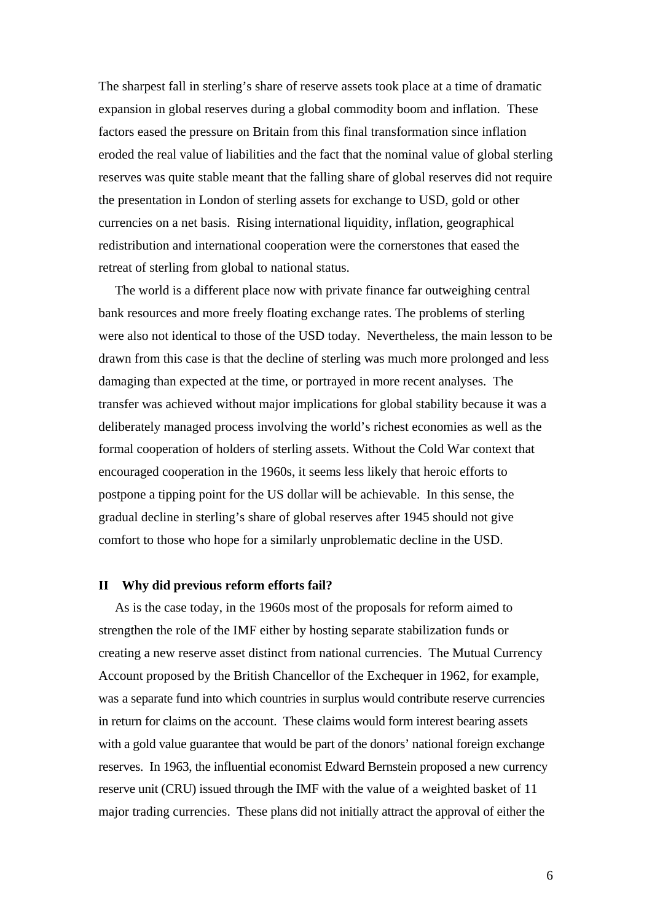The sharpest fall in sterling's share of reserve assets took place at a time of dramatic expansion in global reserves during a global commodity boom and inflation. These factors eased the pressure on Britain from this final transformation since inflation eroded the real value of liabilities and the fact that the nominal value of global sterling reserves was quite stable meant that the falling share of global reserves did not require the presentation in London of sterling assets for exchange to USD, gold or other currencies on a net basis. Rising international liquidity, inflation, geographical redistribution and international cooperation were the cornerstones that eased the retreat of sterling from global to national status.

The world is a different place now with private finance far outweighing central bank resources and more freely floating exchange rates. The problems of sterling were also not identical to those of the USD today. Nevertheless, the main lesson to be drawn from this case is that the decline of sterling was much more prolonged and less damaging than expected at the time, or portrayed in more recent analyses. The transfer was achieved without major implications for global stability because it was a deliberately managed process involving the world's richest economies as well as the formal cooperation of holders of sterling assets. Without the Cold War context that encouraged cooperation in the 1960s, it seems less likely that heroic efforts to postpone a tipping point for the US dollar will be achievable. In this sense, the gradual decline in sterling's share of global reserves after 1945 should not give comfort to those who hope for a similarly unproblematic decline in the USD.

## II Why did previous reform efforts fail?

As is the case today, in the 1960s most of the proposals for reform aimed to strengthen the role of the IMF either by hosting separate stabilization funds or creating a new reserve asset distinct from national currencies. The Mutual Currency Account proposed by the British Chancellor of the Exchequer in 1962, for example, was a separate fund into which countries in surplus would contribute reserve currencies in return for claims on the account. These claims would form interest bearing assets with a gold value guarantee that would be part of the donors' national foreign exchange reserves. In 1963, the influential economist Edward Bernstein proposed a new currency reserve unit (CRU) issued through the IMF with the value of a weighted basket of 11 major trading currencies. These plans did not initially attract the approval of either the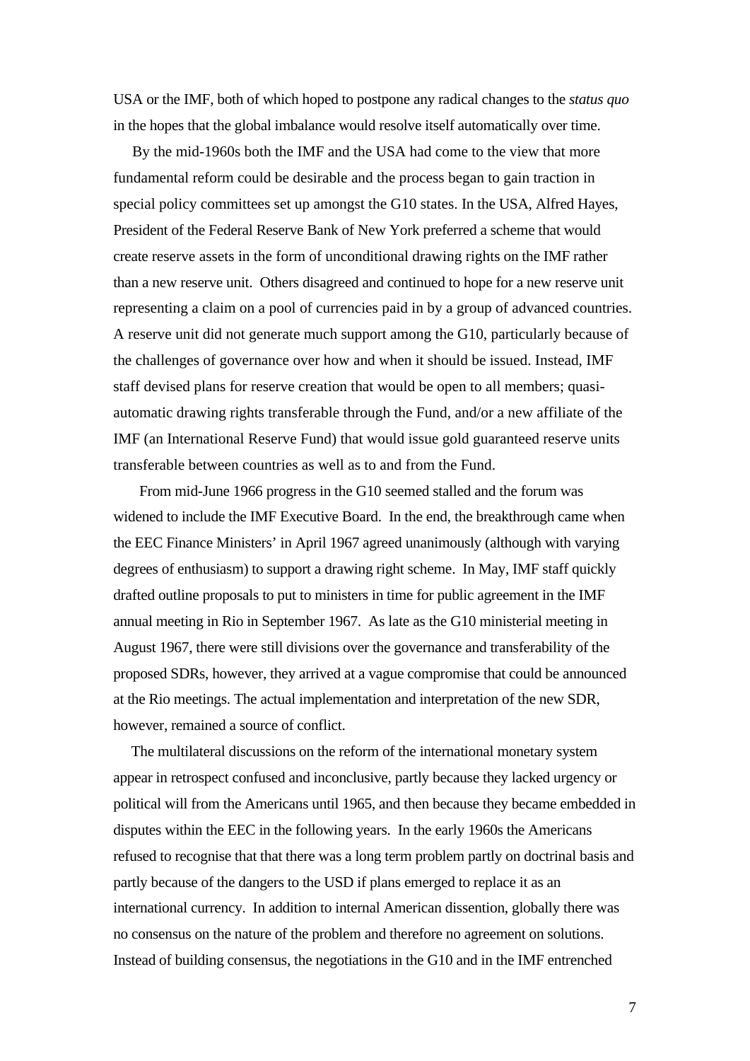USA or the IMF, both of which hoped to postpone any radical changes to the *status quo* in the hopes that the global imbalance would resolve itself automatically over time.

By the mid-1960s both the IMF and the USA had come to the view that more fundamental reform could be desirable and the process began to gain traction in special policy committees set up amongst the G10 states. In the USA, Alfred Hayes, President of the Federal Reserve Bank of New York preferred a scheme that would create reserve assets in the form of unconditional drawing rights on the IMF rather than a new reserve unit. Others disagreed and continued to hope for a new reserve unit representing a claim on a pool of currencies paid in by a group of advanced countries. A reserve unit did not generate much support among the G10, particularly because of the challenges of governance over how and when it should be issued. Instead, IMF staff devised plans for reserve creation that would be open to all members; quasi-automatic drawing rights transferable through the Fund, and/or a new affiliate of the IMF (an International Reserve Fund) that would issue gold guaranteed reserve units transferable between countries as well as to and from the Fund.

From mid-June 1966 progress in the G10 seemed stalled and the forum was widened to include the IMF Executive Board. In the end, the breakthrough came when the EEC Finance Ministers' in April 1967 agreed unanimously (although with varying degrees of enthusiasm) to support a drawing right scheme. In May, IMF staff quickly drafted outline proposals to put to ministers in time for public agreement in the IMF annual meeting in Rio in September 1967. As late as the G10 ministerial meeting in August 1967, there were still divisions over the governance and transferability of the proposed SDRs, however, they arrived at a vague compromise that could be announced at the Rio meetings. The actual implementation and interpretation of the new SDR, however, remained a source of conflict.

The multilateral discussions on the reform of the international monetary system appear in retrospect confused and inconclusive, partly because they lacked urgency or political will from the Americans until 1965, and then because they became embedded in disputes within the EEC in the following years. In the early 1960s the Americans refused to recognise that that there was a long term problem partly on doctrinal basis and partly because of the dangers to the USD if plans emerged to replace it as an international currency. In addition to internal American dissention, globally there was no consensus on the nature of the problem and therefore no agreement on solutions. Instead of building consensus, the negotiations in the G10 and in the IMF entrenched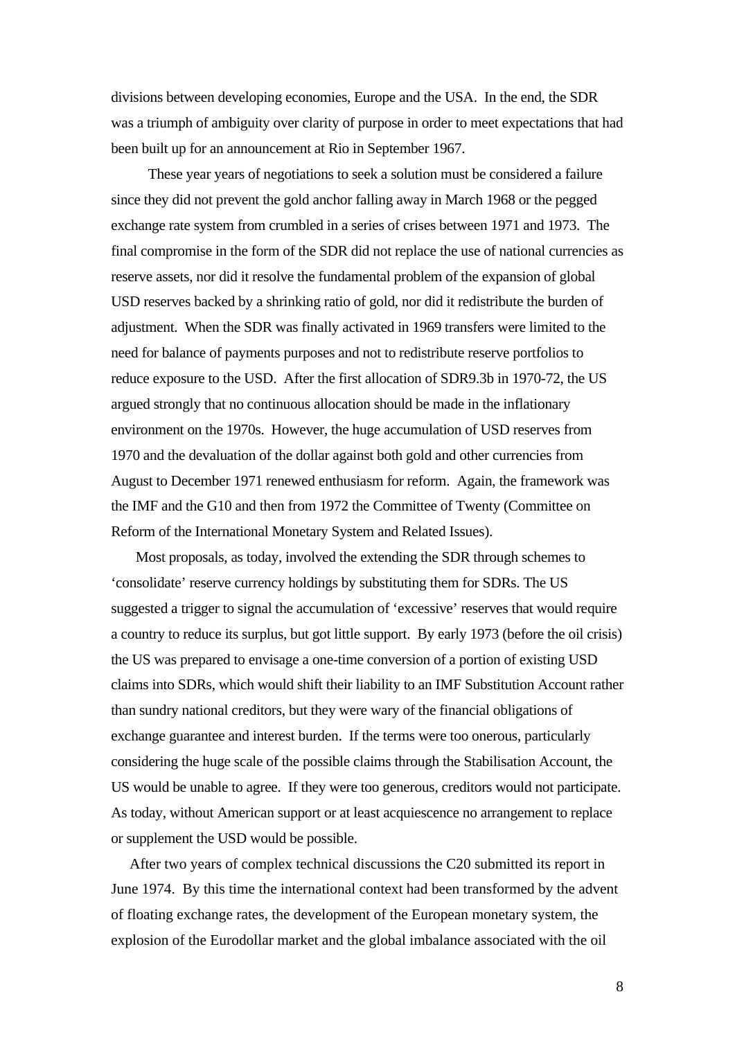divisions between developing economies, Europe and the USA. In the end, the SDR was a triumph of ambiguity over clarity of purpose in order to meet expectations that had been built up for an announcement at Rio in September 1967.

These year years of negotiations to seek a solution must be considered a failure since they did not prevent the gold anchor falling away in March 1968 or the pegged exchange rate system from crumbled in a series of crises between 1971 and 1973. The final compromise in the form of the SDR did not replace the use of national currencies as reserve assets, nor did it resolve the fundamental problem of the expansion of global USD reserves backed by a shrinking ratio of gold, nor did it redistribute the burden of adjustment. When the SDR was finally activated in 1969 transfers were limited to the need for balance of payments purposes and not to redistribute reserve portfolios to reduce exposure to the USD. After the first allocation of SDR9.3b in 1970-72, the US argued strongly that no continuous allocation should be made in the inflationary environment on the 1970s. However, the huge accumulation of USD reserves from 1970 and the devaluation of the dollar against both gold and other currencies from August to December 1971 renewed enthusiasm for reform. Again, the framework was the IMF and the G10 and then from 1972 the Committee of Twenty (Committee on Reform of the International Monetary System and Related Issues).

Most proposals, as today, involved the extending the SDR through schemes to 'consolidate' reserve currency holdings by substituting them for SDRs. The US suggested a trigger to signal the accumulation of 'excessive' reserves that would require a country to reduce its surplus, but got little support. By early 1973 (before the oil crisis) the US was prepared to envisage a one-time conversion of a portion of existing USD claims into SDRs, which would shift their liability to an IMF Substitution Account rather than sundry national creditors, but they were wary of the financial obligations of exchange guarantee and interest burden. If the terms were too onerous, particularly considering the huge scale of the possible claims through the Stabilisation Account, the US would be unable to agree. If they were too generous, creditors would not participate. As today, without American support or at least acquiescence no arrangement to replace or supplement the USD would be possible.

After two years of complex technical discussions the C20 submitted its report in June 1974. By this time the international context had been transformed by the advent of floating exchange rates, the development of the European monetary system, the explosion of the Eurodollar market and the global imbalance associated with the oil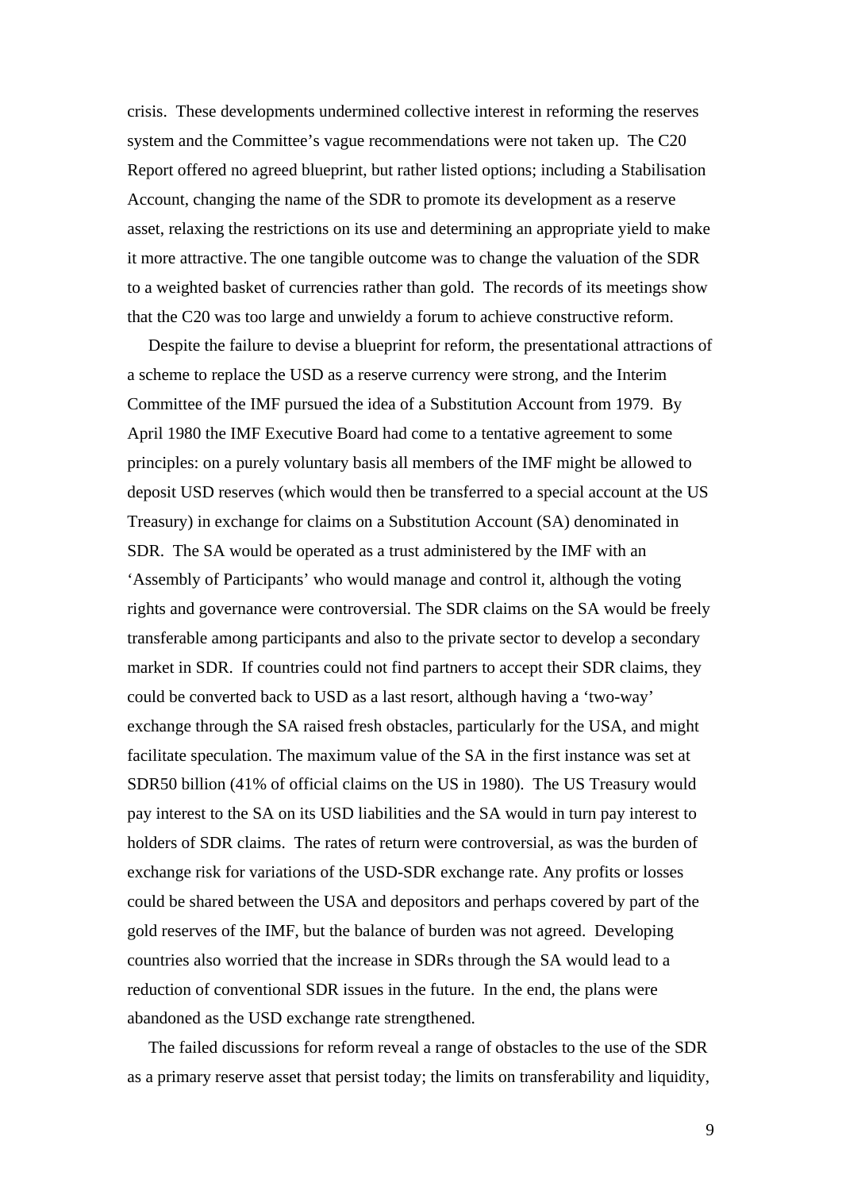crisis. These developments undermined collective interest in reforming the reserves system and the Committee's vague recommendations were not taken up. The C20 Report offered no agreed blueprint, but rather listed options; including a Stabilisation Account, changing the name of the SDR to promote its development as a reserve asset, relaxing the restrictions on its use and determining an appropriate yield to make it more attractive. The one tangible outcome was to change the valuation of the SDR to a weighted basket of currencies rather than gold. The records of its meetings show that the C20 was too large and unwieldy a forum to achieve constructive reform.

Despite the failure to devise a blueprint for reform, the presentational attractions of a scheme to replace the USD as a reserve currency were strong, and the Interim Committee of the IMF pursued the idea of a Substitution Account from 1979. By April 1980 the IMF Executive Board had come to a tentative agreement to some principles: on a purely voluntary basis all members of the IMF might be allowed to deposit USD reserves (which would then be transferred to a special account at the US Treasury) in exchange for claims on a Substitution Account (SA) denominated in SDR. The SA would be operated as a trust administered by the IMF with an 'Assembly of Participants' who would manage and control it, although the voting rights and governance were controversial. The SDR claims on the SA would be freely transferable among participants and also to the private sector to develop a secondary market in SDR. If countries could not find partners to accept their SDR claims, they could be converted back to USD as a last resort, although having a 'two-way' exchange through the SA raised fresh obstacles, particularly for the USA, and might facilitate speculation. The maximum value of the SA in the first instance was set at SDR50 billion (41% of official claims on the US in 1980). The US Treasury would pay interest to the SA on its USD liabilities and the SA would in turn pay interest to holders of SDR claims. The rates of return were controversial, as was the burden of exchange risk for variations of the USD-SDR exchange rate. Any profits or losses could be shared between the USA and depositors and perhaps covered by part of the gold reserves of the IMF, but the balance of burden was not agreed. Developing countries also worried that the increase in SDRs through the SA would lead to a reduction of conventional SDR issues in the future. In the end, the plans were abandoned as the USD exchange rate strengthened.

The failed discussions for reform reveal a range of obstacles to the use of the SDR as a primary reserve asset that persist today; the limits on transferability and liquidity,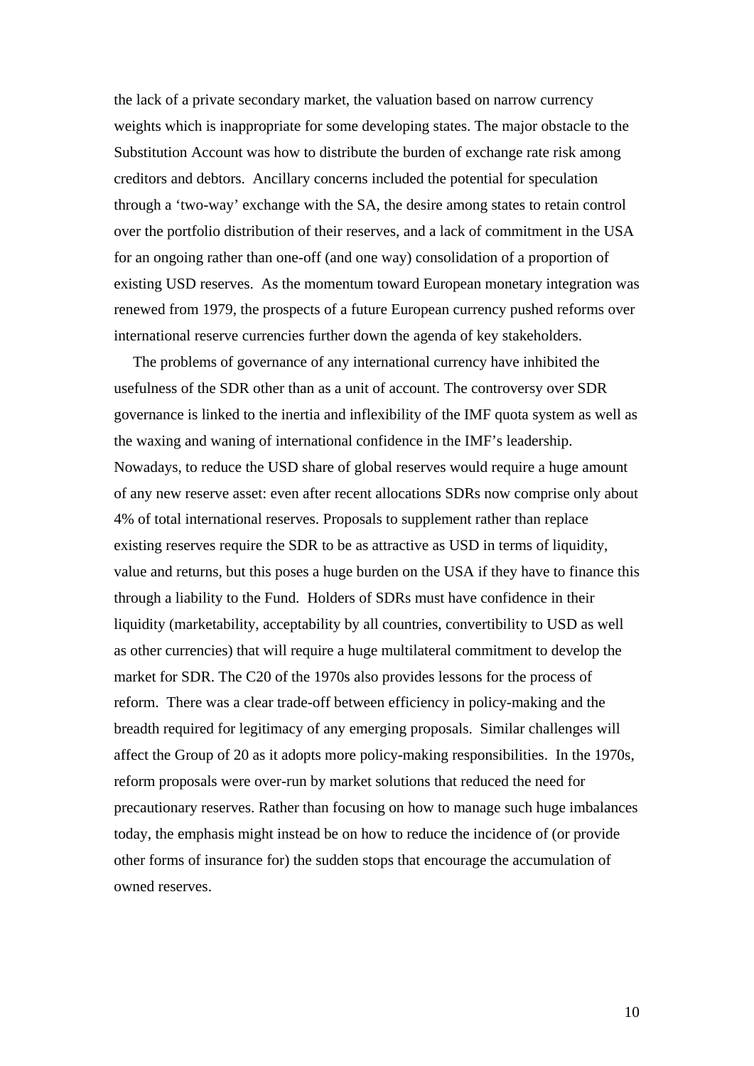the lack of a private secondary market, the valuation based on narrow currency weights which is inappropriate for some developing states. The major obstacle to the Substitution Account was how to distribute the burden of exchange rate risk among creditors and debtors. Ancillary concerns included the potential for speculation through a 'two-way' exchange with the SA, the desire among states to retain control over the portfolio distribution of their reserves, and a lack of commitment in the USA for an ongoing rather than one-off (and one way) consolidation of a proportion of existing USD reserves. As the momentum toward European monetary integration was renewed from 1979, the prospects of a future European currency pushed reforms over international reserve currencies further down the agenda of key stakeholders.

The problems of governance of any international currency have inhibited the usefulness of the SDR other than as a unit of account. The controversy over SDR governance is linked to the inertia and inflexibility of the IMF quota system as well as the waxing and waning of international confidence in the IMF's leadership. Nowadays, to reduce the USD share of global reserves would require a huge amount of any new reserve asset: even after recent allocations SDRs now comprise only about 4% of total international reserves. Proposals to supplement rather than replace existing reserves require the SDR to be as attractive as USD in terms of liquidity, value and returns, but this poses a huge burden on the USA if they have to finance this through a liability to the Fund. Holders of SDRs must have confidence in their liquidity (marketability, acceptability by all countries, convertibility to USD as well as other currencies) that will require a huge multilateral commitment to develop the market for SDR. The C20 of the 1970s also provides lessons for the process of reform. There was a clear trade-off between efficiency in policy-making and the breadth required for legitimacy of any emerging proposals. Similar challenges will affect the Group of 20 as it adopts more policy-making responsibilities. In the 1970s, reform proposals were over-run by market solutions that reduced the need for precautionary reserves. Rather than focusing on how to manage such huge imbalances today, the emphasis might instead be on how to reduce the incidence of (or provide other forms of insurance for) the sudden stops that encourage the accumulation of owned reserves.